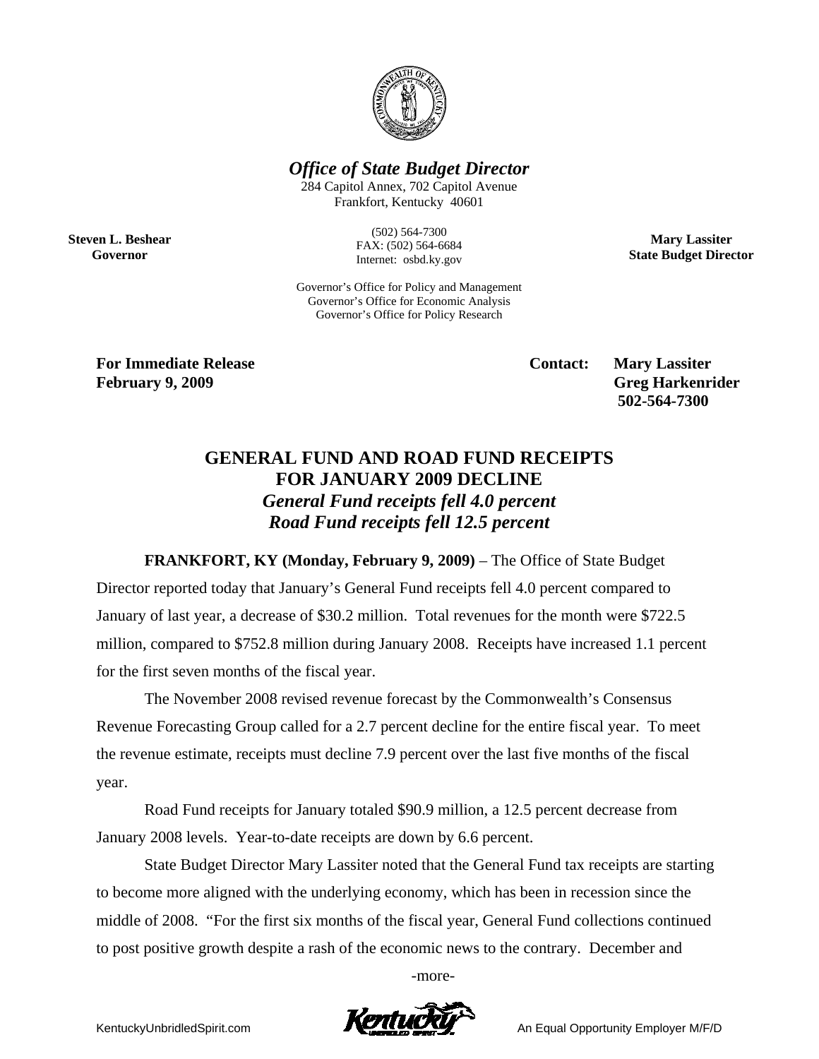***Office of State Budget Director***

284 Capitol Annex, 702 Capitol Avenue
Frankfort, Kentucky 40601

(502) 564-7300
FAX: (502) 564-6684
Internet: osbd.ky.gov

**Steven L. Beshear**
**Governor**

**Mary Lassiter**
**State Budget Director**

Governor's Office for Policy and Management
Governor's Office for Economic Analysis
Governor's Office for Policy Research

**For Immediate Release**
**February 9, 2009**

**Contact: Mary Lassiter**
**Greg Harkenrider**
**502-564-7300**

## GENERAL FUND AND ROAD FUND RECEIPTS FOR JANUARY 2009 DECLINE

***General Fund receipts fell 4.0 percent***
***Road Fund receipts fell 12.5 percent***

**FRANKFORT, KY (Monday, February 9, 2009)** – The Office of State Budget Director reported today that January's General Fund receipts fell 4.0 percent compared to January of last year, a decrease of $30.2 million. Total revenues for the month were $722.5 million, compared to $752.8 million during January 2008. Receipts have increased 1.1 percent for the first seven months of the fiscal year.

The November 2008 revised revenue forecast by the Commonwealth's Consensus Revenue Forecasting Group called for a 2.7 percent decline for the entire fiscal year. To meet the revenue estimate, receipts must decline 7.9 percent over the last five months of the fiscal year.

Road Fund receipts for January totaled $90.9 million, a 12.5 percent decrease from January 2008 levels. Year-to-date receipts are down by 6.6 percent.

State Budget Director Mary Lassiter noted that the General Fund tax receipts are starting to become more aligned with the underlying economy, which has been in recession since the middle of 2008. "For the first six months of the fiscal year, General Fund collections continued to post positive growth despite a rash of the economic news to the contrary. December and

-more-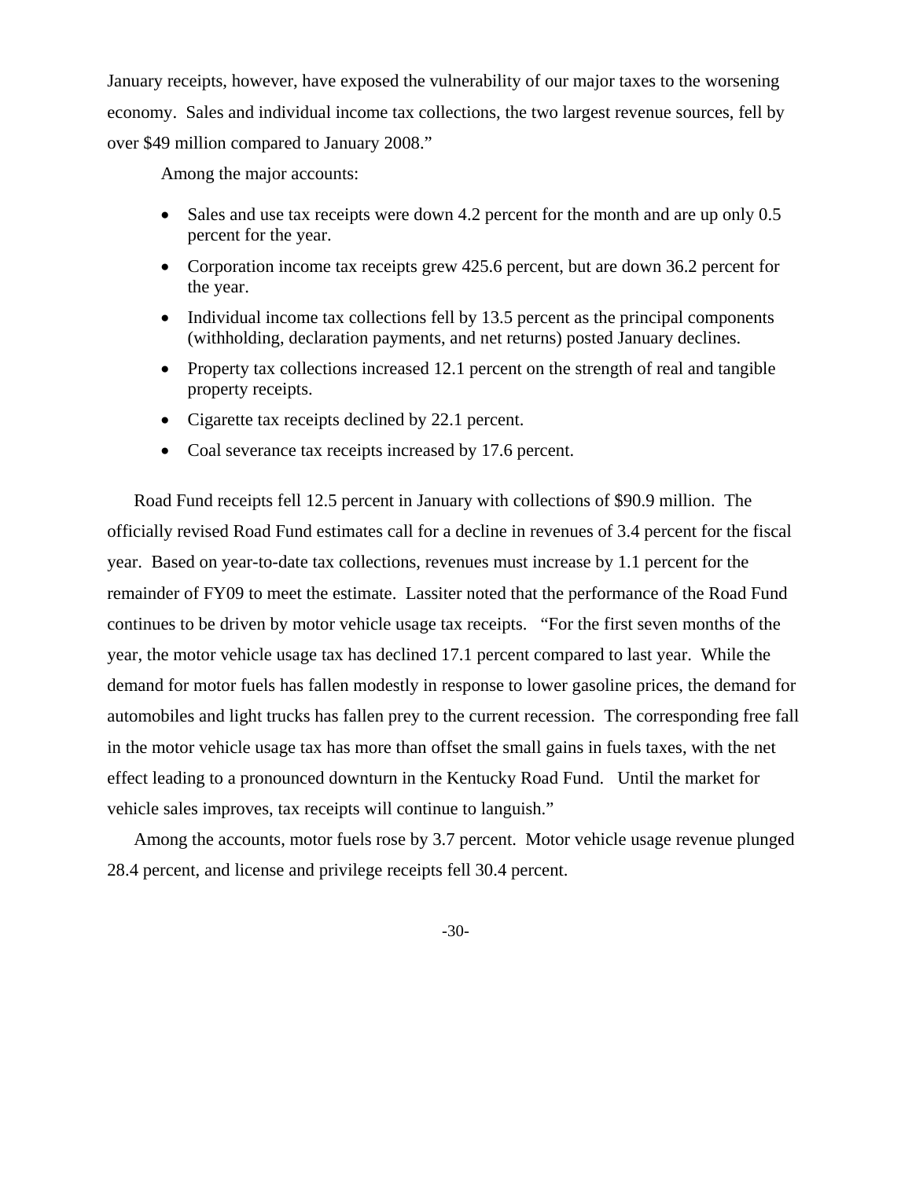January receipts, however, have exposed the vulnerability of our major taxes to the worsening economy. Sales and individual income tax collections, the two largest revenue sources, fell by over $49 million compared to January 2008."

Among the major accounts:

- Sales and use tax receipts were down 4.2 percent for the month and are up only 0.5 percent for the year.
- Corporation income tax receipts grew 425.6 percent, but are down 36.2 percent for the year.
- Individual income tax collections fell by 13.5 percent as the principal components (withholding, declaration payments, and net returns) posted January declines.
- Property tax collections increased 12.1 percent on the strength of real and tangible property receipts.
- Cigarette tax receipts declined by 22.1 percent.
- Coal severance tax receipts increased by 17.6 percent.

Road Fund receipts fell 12.5 percent in January with collections of $90.9 million. The officially revised Road Fund estimates call for a decline in revenues of 3.4 percent for the fiscal year. Based on year-to-date tax collections, revenues must increase by 1.1 percent for the remainder of FY09 to meet the estimate. Lassiter noted that the performance of the Road Fund continues to be driven by motor vehicle usage tax receipts. "For the first seven months of the year, the motor vehicle usage tax has declined 17.1 percent compared to last year. While the demand for motor fuels has fallen modestly in response to lower gasoline prices, the demand for automobiles and light trucks has fallen prey to the current recession. The corresponding free fall in the motor vehicle usage tax has more than offset the small gains in fuels taxes, with the net effect leading to a pronounced downturn in the Kentucky Road Fund. Until the market for vehicle sales improves, tax receipts will continue to languish."

Among the accounts, motor fuels rose by 3.7 percent. Motor vehicle usage revenue plunged 28.4 percent, and license and privilege receipts fell 30.4 percent.

-30-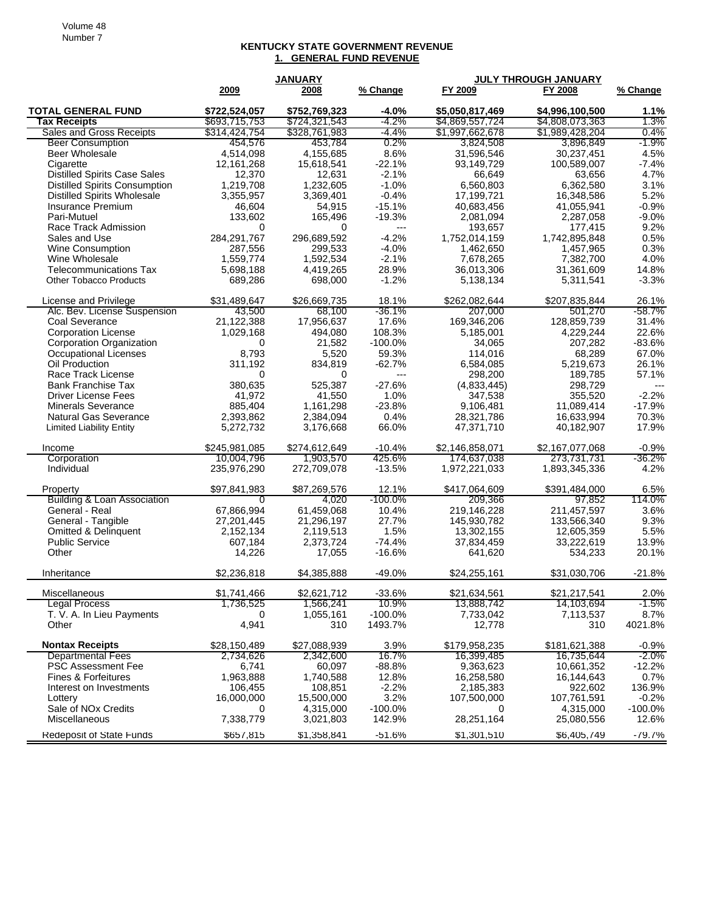# KENTUCKY STATE GOVERNMENT REVENUE

## 1. GENERAL FUND REVENUE

| | JANUARY | | | JULY THROUGH JANUARY | | |
|---|---|---|---|---|---|---|
| | 2009 | 2008 | % Change | FY 2009 | FY 2008 | % Change |
| **TOTAL GENERAL FUND** | **$722,524,057** | **$752,769,323** | **-4.0%** | **$5,050,817,469** | **$4,996,100,500** | **1.1%** |
| **Tax Receipts** | $693,715,753 | $724,321,543 | -4.2% | $4,869,557,724 | $4,808,073,363 | 1.3% |
| Sales and Gross Receipts | $314,424,754 | $328,761,983 | -4.4% | $1,997,662,678 | $1,989,428,204 | 0.4% |
| Beer Consumption | 454,576 | 453,784 | 0.2% | 3,824,508 | 3,896,849 | -1.9% |
| Beer Wholesale | 4,514,098 | 4,155,685 | 8.6% | 31,596,546 | 30,237,451 | 4.5% |
| Cigarette | 12,161,268 | 15,618,541 | -22.1% | 93,149,729 | 100,589,007 | -7.4% |
| Distilled Spirits Case Sales | 12,370 | 12,631 | -2.1% | 66,649 | 63,656 | 4.7% |
| Distilled Spirits Consumption | 1,219,708 | 1,232,605 | -1.0% | 6,560,803 | 6,362,580 | 3.1% |
| Distilled Spirits Wholesale | 3,355,957 | 3,369,401 | -0.4% | 17,199,721 | 16,348,586 | 5.2% |
| Insurance Premium | 46,604 | 54,915 | -15.1% | 40,683,456 | 41,055,941 | -0.9% |
| Pari-Mutuel | 133,602 | 165,496 | -19.3% | 2,081,094 | 2,287,058 | -9.0% |
| Race Track Admission | 0 | 0 | --- | 193,657 | 177,415 | 9.2% |
| Sales and Use | 284,291,767 | 296,689,592 | -4.2% | 1,752,014,159 | 1,742,895,848 | 0.5% |
| Wine Consumption | 287,556 | 299,533 | -4.0% | 1,462,650 | 1,457,965 | 0.3% |
| Wine Wholesale | 1,559,774 | 1,592,534 | -2.1% | 7,678,265 | 7,382,700 | 4.0% |
| Telecommunications Tax | 5,698,188 | 4,419,265 | 28.9% | 36,013,306 | 31,361,609 | 14.8% |
| Other Tobacco Products | 689,286 | 698,000 | -1.2% | 5,138,134 | 5,311,541 | -3.3% |
| | | | | | | |
| License and Privilege | $31,489,647 | $26,669,735 | 18.1% | $262,082,644 | $207,835,844 | 26.1% |
| Alc. Bev. License Suspension | 43,500 | 68,100 | -36.1% | 207,000 | 501,270 | -58.7% |
| Coal Severance | 21,122,388 | 17,956,637 | 17.6% | 169,346,206 | 128,859,739 | 31.4% |
| Corporation License | 1,029,168 | 494,080 | 108.3% | 5,185,001 | 4,229,244 | 22.6% |
| Corporation Organization | 0 | 21,582 | -100.0% | 34,065 | 207,282 | -83.6% |
| Occupational Licenses | 8,793 | 5,520 | 59.3% | 114,016 | 68,289 | 67.0% |
| Oil Production | 311,192 | 834,819 | -62.7% | 6,584,085 | 5,219,673 | 26.1% |
| Race Track License | 0 | 0 | --- | 298,200 | 189,785 | 57.1% |
| Bank Franchise Tax | 380,635 | 525,387 | -27.6% | (4,833,445) | 298,729 | --- |
| Driver License Fees | 41,972 | 41,550 | 1.0% | 347,538 | 355,520 | -2.2% |
| Minerals Severance | 885,404 | 1,161,298 | -23.8% | 9,106,481 | 11,089,414 | -17.9% |
| Natural Gas Severance | 2,393,862 | 2,384,094 | 0.4% | 28,321,786 | 16,633,994 | 70.3% |
| Limited Liability Entity | 5,272,732 | 3,176,668 | 66.0% | 47,371,710 | 40,182,907 | 17.9% |
| | | | | | | |
| Income | $245,981,085 | $274,612,649 | -10.4% | $2,146,858,071 | $2,167,077,068 | -0.9% |
| Corporation | 10,004,796 | 1,903,570 | 425.6% | 174,637,038 | 273,731,731 | -36.2% |
| Individual | 235,976,290 | 272,709,078 | -13.5% | 1,972,221,033 | 1,893,345,336 | 4.2% |
| | | | | | | |
| Property | $97,841,983 | $87,269,576 | 12.1% | $417,064,609 | $391,484,000 | 6.5% |
| Building & Loan Association | 0 | 4,020 | -100.0% | 209,366 | 97,852 | 114.0% |
| General - Real | 67,866,994 | 61,459,068 | 10.4% | 219,146,228 | 211,457,597 | 3.6% |
| General - Tangible | 27,201,445 | 21,296,197 | 27.7% | 145,930,782 | 133,566,340 | 9.3% |
| Omitted & Delinquent | 2,152,134 | 2,119,513 | 1.5% | 13,302,155 | 12,605,359 | 5.5% |
| Public Service | 607,184 | 2,373,724 | -74.4% | 37,834,459 | 33,222,619 | 13.9% |
| Other | 14,226 | 17,055 | -16.6% | 641,620 | 534,233 | 20.1% |
| | | | | | | |
| Inheritance | $2,236,818 | $4,385,888 | -49.0% | $24,255,161 | $31,030,706 | -21.8% |
| | | | | | | |
| Miscellaneous | $1,741,466 | $2,621,712 | -33.6% | $21,634,561 | $21,217,541 | 2.0% |
| Legal Process | 1,736,525 | 1,566,241 | 10.9% | 13,888,742 | 14,103,694 | -1.5% |
| T. V. A. In Lieu Payments | 0 | 1,055,161 | -100.0% | 7,733,042 | 7,113,537 | 8.7% |
| Other | 4,941 | 310 | 1493.7% | 12,778 | 310 | 4021.8% |
| | | | | | | |
| **Nontax Receipts** | $28,150,489 | $27,088,939 | 3.9% | $179,958,235 | $181,621,388 | -0.9% |
| Departmental Fees | 2,734,626 | 2,342,600 | 16.7% | 16,399,485 | 16,735,644 | -2.0% |
| PSC Assessment Fee | 6,741 | 60,097 | -88.8% | 9,363,623 | 10,661,352 | -12.2% |
| Fines & Forfeitures | 1,963,888 | 1,740,588 | 12.8% | 16,258,580 | 16,144,643 | 0.7% |
| Interest on Investments | 106,455 | 108,851 | -2.2% | 2,185,383 | 922,602 | 136.9% |
| Lottery | 16,000,000 | 15,500,000 | 3.2% | 107,500,000 | 107,761,591 | -0.2% |
| Sale of NOx Credits | 0 | 4,315,000 | -100.0% | 0 | 4,315,000 | -100.0% |
| Miscellaneous | 7,338,779 | 3,021,803 | 142.9% | 28,251,164 | 25,080,556 | 12.6% |
| | | | | | | |
| Redeposit of State Funds | $657,815 | $1,358,841 | -51.6% | $1,301,510 | $6,405,749 | -79.7% |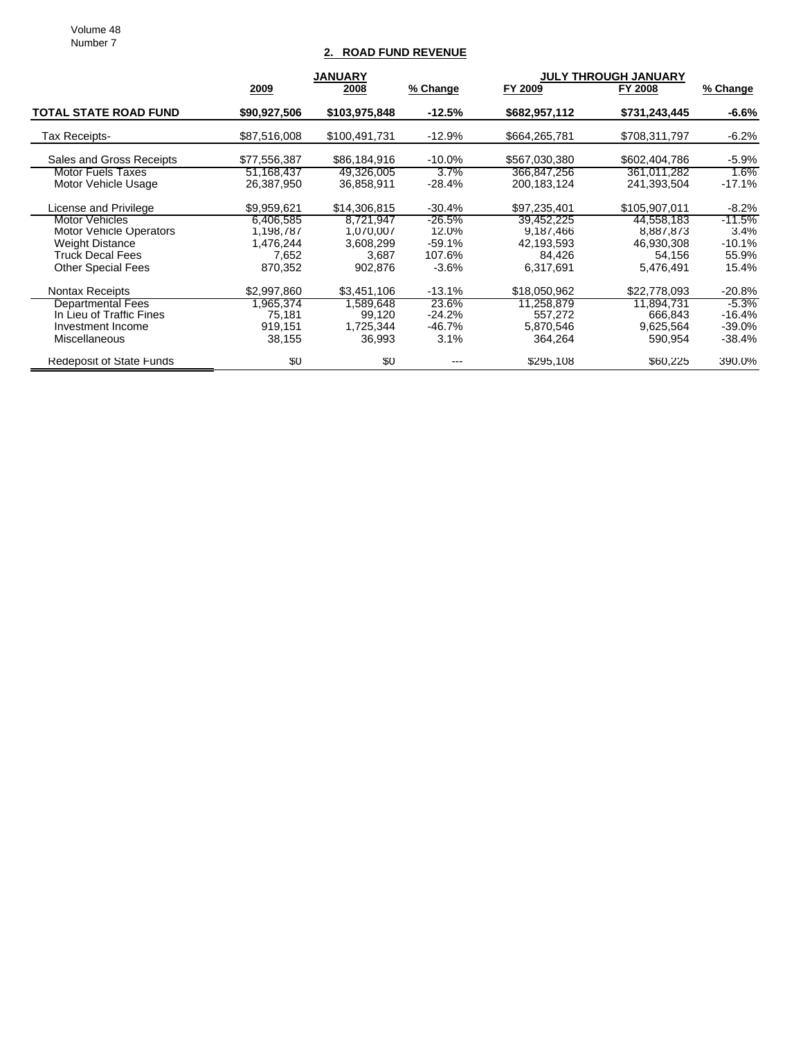## 2. ROAD FUND REVENUE

| | JANUARY | | | JULY THROUGH JANUARY | | |
|---|---|---|---|---|---|---|
| | 2009 | 2008 | % Change | FY 2009 | FY 2008 | % Change |
| **TOTAL STATE ROAD FUND** | **$90,927,506** | **$103,975,848** | **-12.5%** | **$682,957,112** | **$731,243,445** | **-6.6%** |
| Tax Receipts- | $87,516,008 | $100,491,731 | -12.9% | $664,265,781 | $708,311,797 | -6.2% |
| Sales and Gross Receipts | $77,556,387 | $86,184,916 | -10.0% | $567,030,380 | $602,404,786 | -5.9% |
| Motor Fuels Taxes | 51,168,437 | 49,326,005 | 3.7% | 366,847,256 | 361,011,282 | 1.6% |
| Motor Vehicle Usage | 26,387,950 | 36,858,911 | -28.4% | 200,183,124 | 241,393,504 | -17.1% |
| License and Privilege | $9,959,621 | $14,306,815 | -30.4% | $97,235,401 | $105,907,011 | -8.2% |
| Motor Vehicles | 6,406,585 | 8,721,947 | -26.5% | 39,452,225 | 44,558,183 | -11.5% |
| Motor Vehicle Operators | 1,198,787 | 1,070,007 | 12.0% | 9,187,466 | 8,887,873 | 3.4% |
| Weight Distance | 1,476,244 | 3,608,299 | -59.1% | 42,193,593 | 46,930,308 | -10.1% |
| Truck Decal Fees | 7,652 | 3,687 | 107.6% | 84,426 | 54,156 | 55.9% |
| Other Special Fees | 870,352 | 902,876 | -3.6% | 6,317,691 | 5,476,491 | 15.4% |
| Nontax Receipts | $2,997,860 | $3,451,106 | -13.1% | $18,050,962 | $22,778,093 | -20.8% |
| Departmental Fees | 1,965,374 | 1,589,648 | 23.6% | 11,258,879 | 11,894,731 | -5.3% |
| In Lieu of Traffic Fines | 75,181 | 99,120 | -24.2% | 557,272 | 666,843 | -16.4% |
| Investment Income | 919,151 | 1,725,344 | -46.7% | 5,870,546 | 9,625,564 | -39.0% |
| Miscellaneous | 38,155 | 36,993 | 3.1% | 364,264 | 590,954 | -38.4% |
| Redeposit of State Funds | $0 | $0 | --- | $295,108 | $60,225 | 390.0% |